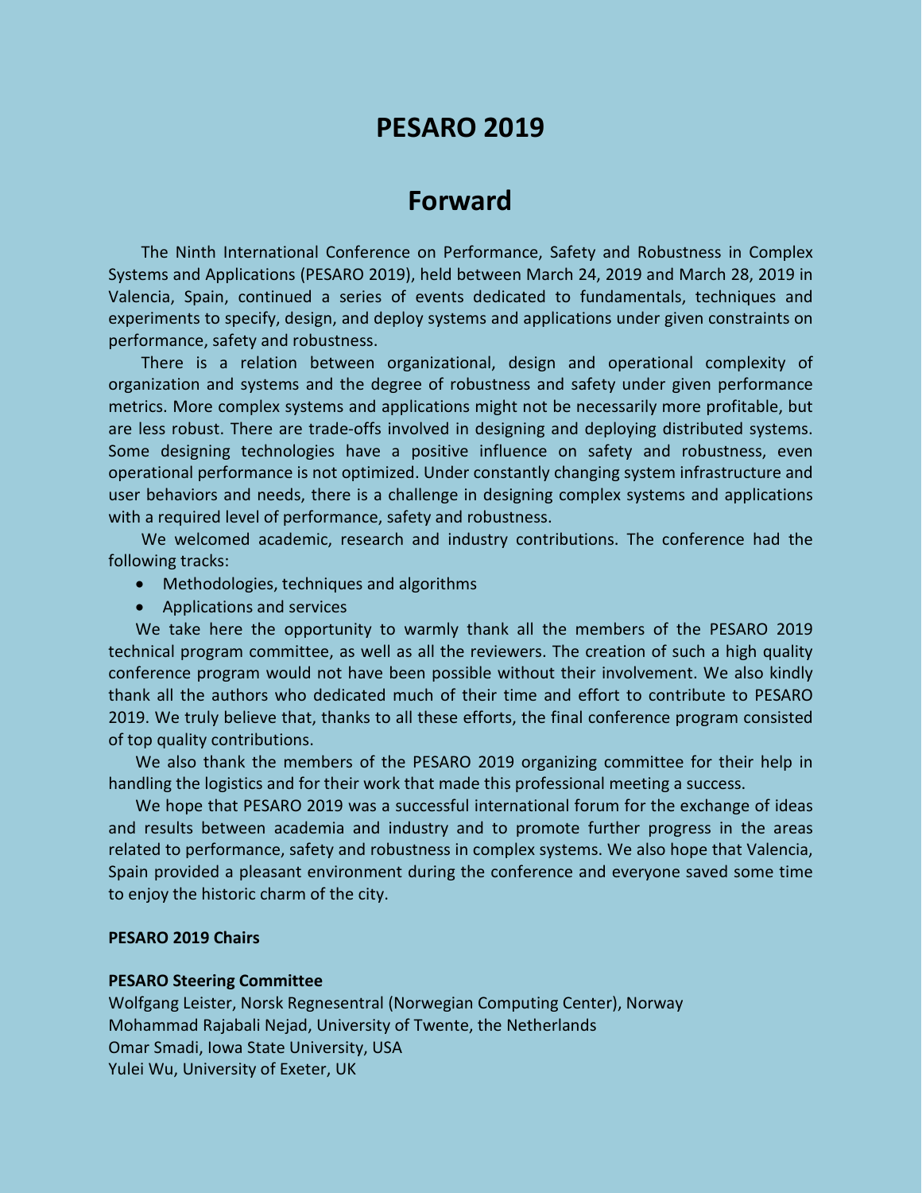# PESARO 2019

## Forward

The Ninth International Conference on Performance, Safety and Robustness in Complex Systems and Applications (PESARO 2019), held between March 24, 2019 and March 28, 2019 in Valencia, Spain, continued a series of events dedicated to fundamentals, techniques and experiments to specify, design, and deploy systems and applications under given constraints on performance, safety and robustness.

There is a relation between organizational, design and operational complexity of organization and systems and the degree of robustness and safety under given performance metrics. More complex systems and applications might not be necessarily more profitable, but are less robust. There are trade-offs involved in designing and deploying distributed systems. Some designing technologies have a positive influence on safety and robustness, even operational performance is not optimized. Under constantly changing system infrastructure and user behaviors and needs, there is a challenge in designing complex systems and applications with a required level of performance, safety and robustness.

We welcomed academic, research and industry contributions. The conference had the following tracks:

- Methodologies, techniques and algorithms
- Applications and services

We take here the opportunity to warmly thank all the members of the PESARO 2019 technical program committee, as well as all the reviewers. The creation of such a high quality conference program would not have been possible without their involvement. We also kindly thank all the authors who dedicated much of their time and effort to contribute to PESARO 2019. We truly believe that, thanks to all these efforts, the final conference program consisted of top quality contributions.

We also thank the members of the PESARO 2019 organizing committee for their help in handling the logistics and for their work that made this professional meeting a success.

We hope that PESARO 2019 was a successful international forum for the exchange of ideas and results between academia and industry and to promote further progress in the areas related to performance, safety and robustness in complex systems. We also hope that Valencia, Spain provided a pleasant environment during the conference and everyone saved some time to enjoy the historic charm of the city.

**PESARO 2019 Chairs**

**PESARO Steering Committee**

Wolfgang Leister, Norsk Regnesentral (Norwegian Computing Center), Norway
Mohammad Rajabali Nejad, University of Twente, the Netherlands
Omar Smadi, Iowa State University, USA
Yulei Wu, University of Exeter, UK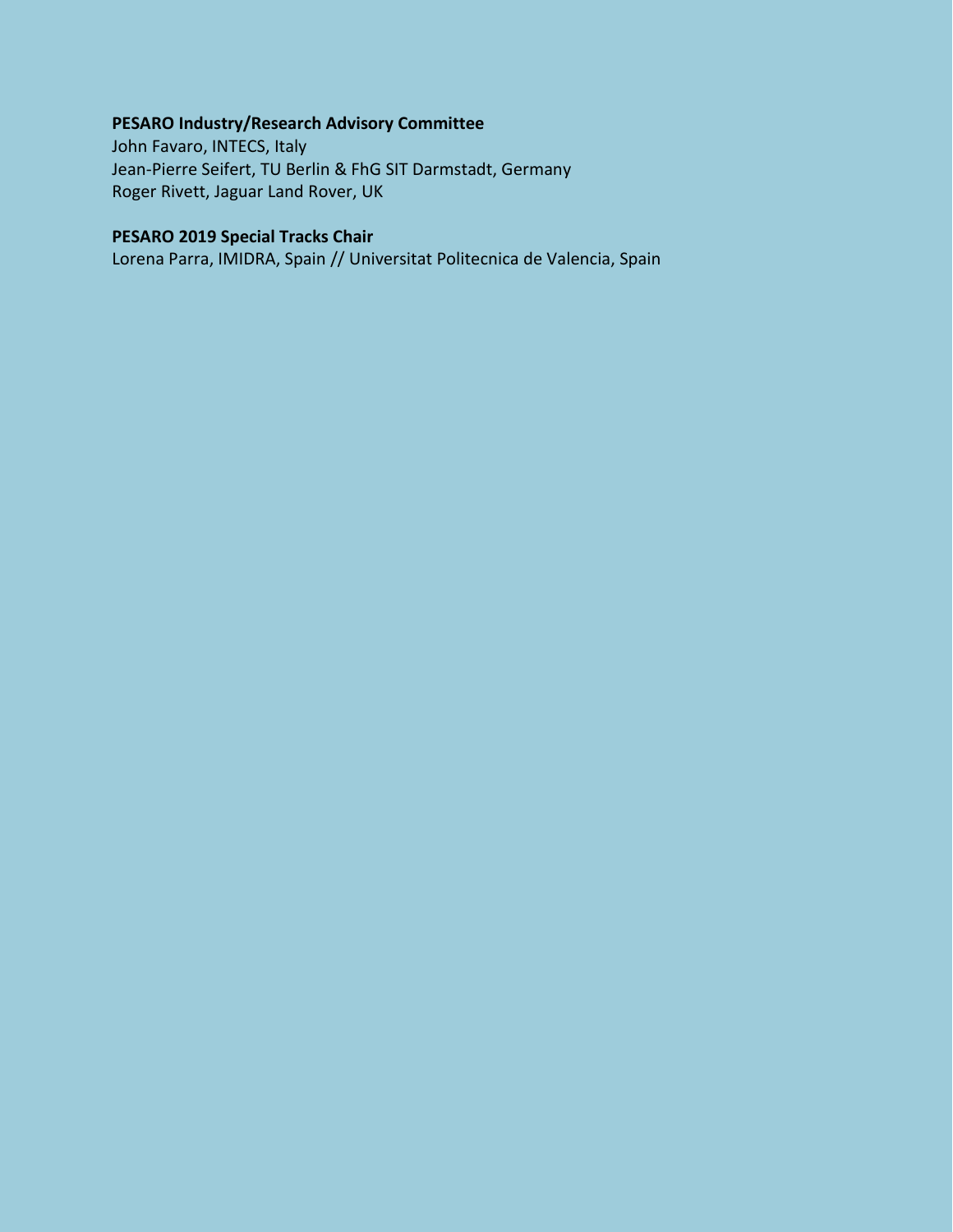**PESARO Industry/Research Advisory Committee**

John Favaro, INTECS, Italy
Jean-Pierre Seifert, TU Berlin & FhG SIT Darmstadt, Germany
Roger Rivett, Jaguar Land Rover, UK

**PESARO 2019 Special Tracks Chair**

Lorena Parra, IMIDRA, Spain // Universitat Politecnica de Valencia, Spain